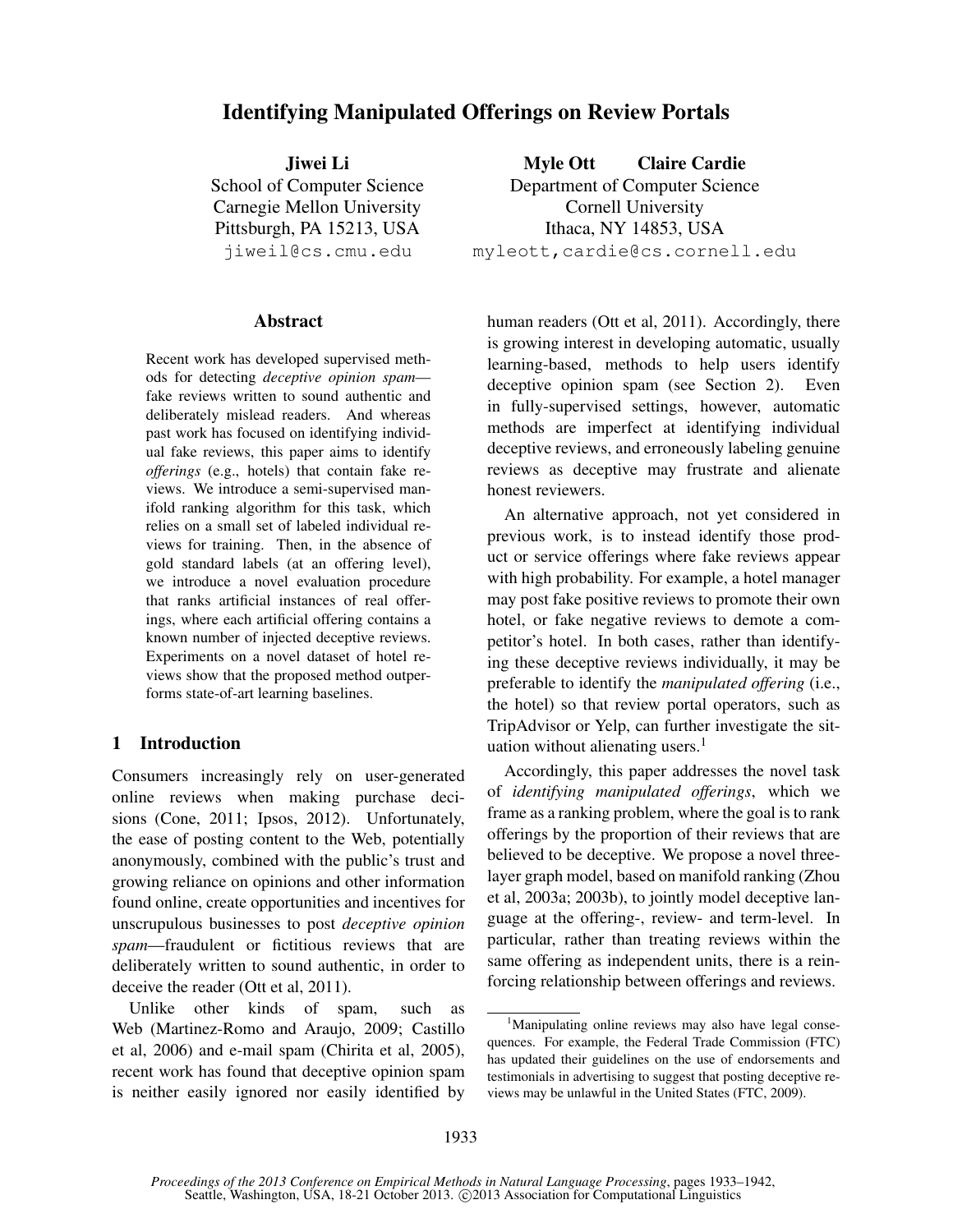# Identifying Manipulated Offerings on Review Portals

**Jiwei Li**
School of Computer Science
Carnegie Mellon University
Pittsburgh, PA 15213, USA
jiweil@cs.cmu.edu

**Myle Ott** **Claire Cardie**
Department of Computer Science
Cornell University
Ithaca, NY 14853, USA
myleott,cardie@cs.cornell.edu

## Abstract

Recent work has developed supervised methods for detecting *deceptive opinion spam*—fake reviews written to sound authentic and deliberately mislead readers. And whereas past work has focused on identifying individual fake reviews, this paper aims to identify *offerings* (e.g., hotels) that contain fake reviews. We introduce a semi-supervised manifold ranking algorithm for this task, which relies on a small set of labeled individual reviews for training. Then, in the absence of gold standard labels (at an offering level), we introduce a novel evaluation procedure that ranks artificial instances of real offerings, where each artificial offering contains a known number of injected deceptive reviews. Experiments on a novel dataset of hotel reviews show that the proposed method outperforms state-of-art learning baselines.

## 1 Introduction

Consumers increasingly rely on user-generated online reviews when making purchase decisions (Cone, 2011; Ipsos, 2012). Unfortunately, the ease of posting content to the Web, potentially anonymously, combined with the public's trust and growing reliance on opinions and other information found online, create opportunities and incentives for unscrupulous businesses to post *deceptive opinion spam*—fraudulent or fictitious reviews that are deliberately written to sound authentic, in order to deceive the reader (Ott et al, 2011).

Unlike other kinds of spam, such as Web (Martinez-Romo and Araujo, 2009; Castillo et al, 2006) and e-mail spam (Chirita et al, 2005), recent work has found that deceptive opinion spam is neither easily ignored nor easily identified by human readers (Ott et al, 2011). Accordingly, there is growing interest in developing automatic, usually learning-based, methods to help users identify deceptive opinion spam (see Section 2). Even in fully-supervised settings, however, automatic methods are imperfect at identifying individual deceptive reviews, and erroneously labeling genuine reviews as deceptive may frustrate and alienate honest reviewers.

An alternative approach, not yet considered in previous work, is to instead identify those product or service offerings where fake reviews appear with high probability. For example, a hotel manager may post fake positive reviews to promote their own hotel, or fake negative reviews to demote a competitor's hotel. In both cases, rather than identifying these deceptive reviews individually, it may be preferable to identify the *manipulated offering* (i.e., the hotel) so that review portal operators, such as TripAdvisor or Yelp, can further investigate the situation without alienating users.[1]

Accordingly, this paper addresses the novel task of *identifying manipulated offerings*, which we frame as a ranking problem, where the goal is to rank offerings by the proportion of their reviews that are believed to be deceptive. We propose a novel three-layer graph model, based on manifold ranking (Zhou et al, 2003a; 2003b), to jointly model deceptive language at the offering-, review- and term-level. In particular, rather than treating reviews within the same offering as independent units, there is a reinforcing relationship between offerings and reviews.

[1] Manipulating online reviews may also have legal consequences. For example, the Federal Trade Commission (FTC) has updated their guidelines on the use of endorsements and testimonials in advertising to suggest that posting deceptive reviews may be unlawful in the United States (FTC, 2009).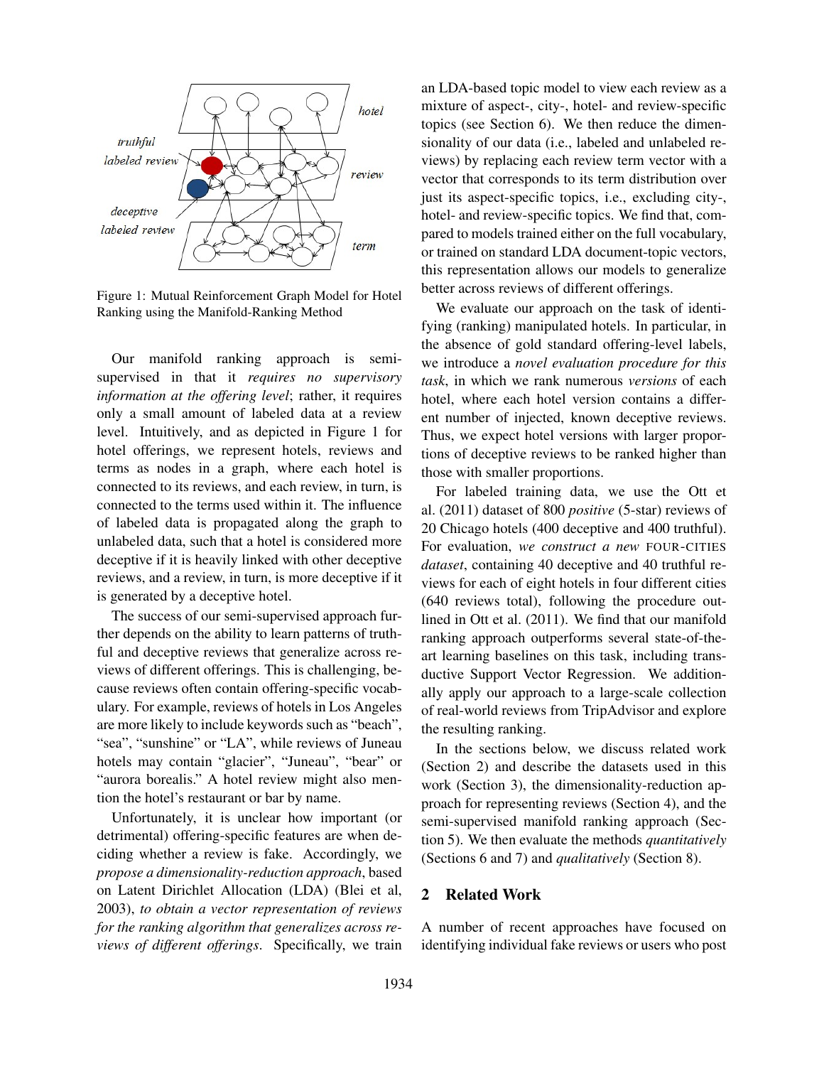Figure 1: Mutual Reinforcement Graph Model for Hotel Ranking using the Manifold-Ranking Method

Our manifold ranking approach is semi-supervised in that it *requires no supervisory information at the offering level*; rather, it requires only a small amount of labeled data at a review level. Intuitively, and as depicted in Figure 1 for hotel offerings, we represent hotels, reviews and terms as nodes in a graph, where each hotel is connected to its reviews, and each review, in turn, is connected to the terms used within it. The influence of labeled data is propagated along the graph to unlabeled data, such that a hotel is considered more deceptive if it is heavily linked with other deceptive reviews, and a review, in turn, is more deceptive if it is generated by a deceptive hotel.

The success of our semi-supervised approach further depends on the ability to learn patterns of truthful and deceptive reviews that generalize across reviews of different offerings. This is challenging, because reviews often contain offering-specific vocabulary. For example, reviews of hotels in Los Angeles are more likely to include keywords such as "beach", "sea", "sunshine" or "LA", while reviews of Juneau hotels may contain "glacier", "Juneau", "bear" or "aurora borealis." A hotel review might also mention the hotel's restaurant or bar by name.

Unfortunately, it is unclear how important (or detrimental) offering-specific features are when deciding whether a review is fake. Accordingly, we *propose a dimensionality-reduction approach*, based on Latent Dirichlet Allocation (LDA) (Blei et al, 2003), *to obtain a vector representation of reviews for the ranking algorithm that generalizes across reviews of different offerings*. Specifically, we train an LDA-based topic model to view each review as a mixture of aspect-, city-, hotel- and review-specific topics (see Section 6). We then reduce the dimensionality of our data (i.e., labeled and unlabeled reviews) by replacing each review term vector with a vector that corresponds to its term distribution over just its aspect-specific topics, i.e., excluding city-, hotel- and review-specific topics. We find that, compared to models trained either on the full vocabulary, or trained on standard LDA document-topic vectors, this representation allows our models to generalize better across reviews of different offerings.

We evaluate our approach on the task of identifying (ranking) manipulated hotels. In particular, in the absence of gold standard offering-level labels, we introduce a *novel evaluation procedure for this task*, in which we rank numerous *versions* of each hotel, where each hotel version contains a different number of injected, known deceptive reviews. Thus, we expect hotel versions with larger proportions of deceptive reviews to be ranked higher than those with smaller proportions.

For labeled training data, we use the Ott et al. (2011) dataset of 800 *positive* (5-star) reviews of 20 Chicago hotels (400 deceptive and 400 truthful). For evaluation, *we construct a new* FOUR-CITIES *dataset*, containing 40 deceptive and 40 truthful reviews for each of eight hotels in four different cities (640 reviews total), following the procedure outlined in Ott et al. (2011). We find that our manifold ranking approach outperforms several state-of-the-art learning baselines on this task, including transductive Support Vector Regression. We additionally apply our approach to a large-scale collection of real-world reviews from TripAdvisor and explore the resulting ranking.

In the sections below, we discuss related work (Section 2) and describe the datasets used in this work (Section 3), the dimensionality-reduction approach for representing reviews (Section 4), and the semi-supervised manifold ranking approach (Section 5). We then evaluate the methods *quantitatively* (Sections 6 and 7) and *qualitatively* (Section 8).

## 2 Related Work

A number of recent approaches have focused on identifying individual fake reviews or users who post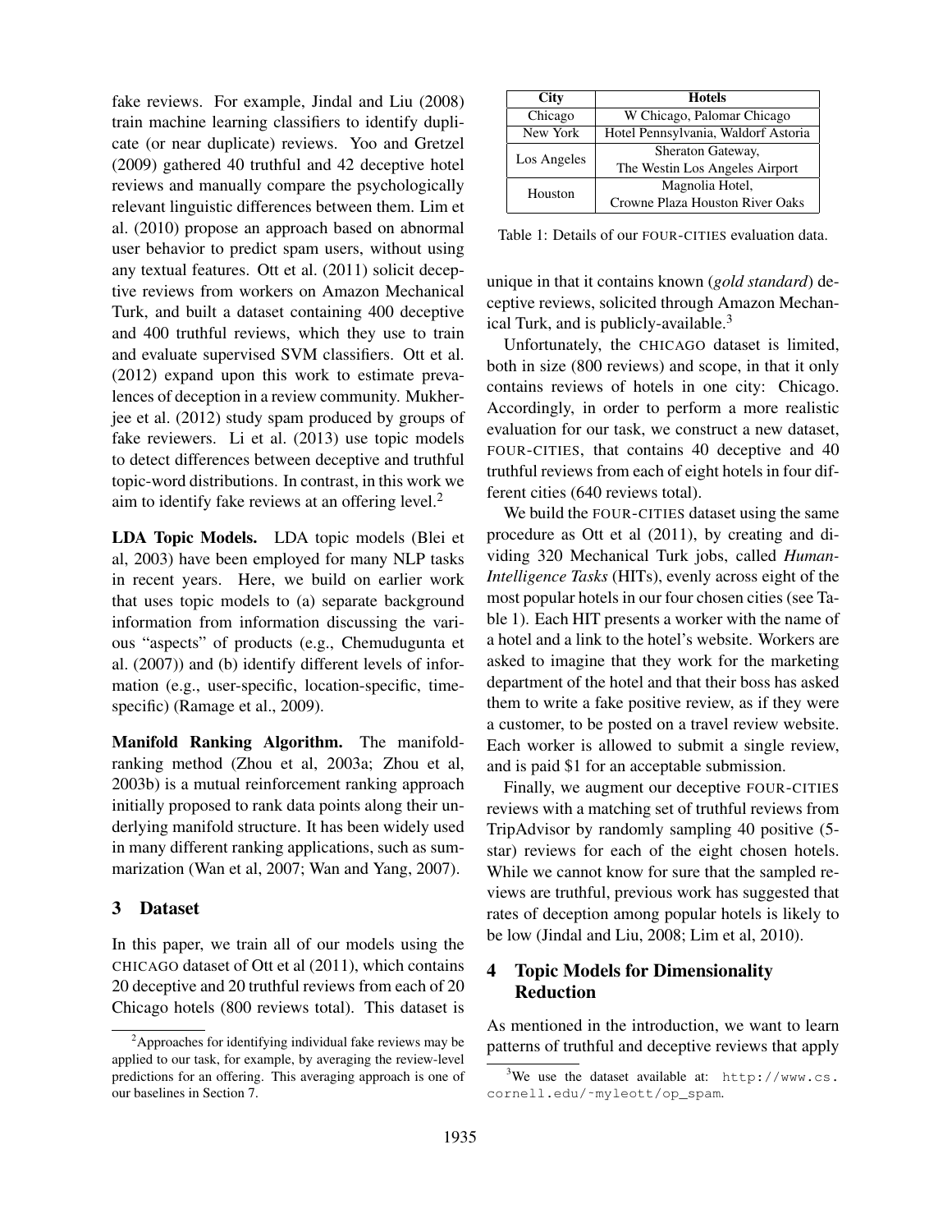fake reviews. For example, Jindal and Liu (2008) train machine learning classifiers to identify duplicate (or near duplicate) reviews. Yoo and Gretzel (2009) gathered 40 truthful and 42 deceptive hotel reviews and manually compare the psychologically relevant linguistic differences between them. Lim et al. (2010) propose an approach based on abnormal user behavior to predict spam users, without using any textual features. Ott et al. (2011) solicit deceptive reviews from workers on Amazon Mechanical Turk, and built a dataset containing 400 deceptive and 400 truthful reviews, which they use to train and evaluate supervised SVM classifiers. Ott et al. (2012) expand upon this work to estimate prevalences of deception in a review community. Mukherjee et al. (2012) study spam produced by groups of fake reviewers. Li et al. (2013) use topic models to detect differences between deceptive and truthful topic-word distributions. In contrast, in this work we aim to identify fake reviews at an offering level.[2]

**LDA Topic Models.** LDA topic models (Blei et al, 2003) have been employed for many NLP tasks in recent years. Here, we build on earlier work that uses topic models to (a) separate background information from information discussing the various "aspects" of products (e.g., Chemudugunta et al. (2007)) and (b) identify different levels of information (e.g., user-specific, location-specific, time-specific) (Ramage et al., 2009).

**Manifold Ranking Algorithm.** The manifold-ranking method (Zhou et al, 2003a; Zhou et al, 2003b) is a mutual reinforcement ranking approach initially proposed to rank data points along their underlying manifold structure. It has been widely used in many different ranking applications, such as summarization (Wan et al, 2007; Wan and Yang, 2007).

## 3 Dataset

In this paper, we train all of our models using the CHICAGO dataset of Ott et al (2011), which contains 20 deceptive and 20 truthful reviews from each of 20 Chicago hotels (800 reviews total). This dataset is unique in that it contains known (*gold standard*) deceptive reviews, solicited through Amazon Mechanical Turk, and is publicly-available.[3]

| City | Hotels |
|---|---|
| Chicago | W Chicago, Palomar Chicago |
| New York | Hotel Pennsylvania, Waldorf Astoria |
| Los Angeles | Sheraton Gateway, The Westin Los Angeles Airport |
| Houston | Magnolia Hotel, Crowne Plaza Houston River Oaks |

Table 1: Details of our FOUR-CITIES evaluation data.

Unfortunately, the CHICAGO dataset is limited, both in size (800 reviews) and scope, in that it only contains reviews of hotels in one city: Chicago. Accordingly, in order to perform a more realistic evaluation for our task, we construct a new dataset, FOUR-CITIES, that contains 40 deceptive and 40 truthful reviews from each of eight hotels in four different cities (640 reviews total).

We build the FOUR-CITIES dataset using the same procedure as Ott et al (2011), by creating and dividing 320 Mechanical Turk jobs, called *Human-Intelligence Tasks* (HITs), evenly across eight of the most popular hotels in our four chosen cities (see Table 1). Each HIT presents a worker with the name of a hotel and a link to the hotel's website. Workers are asked to imagine that they work for the marketing department of the hotel and that their boss has asked them to write a fake positive review, as if they were a customer, to be posted on a travel review website. Each worker is allowed to submit a single review, and is paid $1 for an acceptable submission.

Finally, we augment our deceptive FOUR-CITIES reviews with a matching set of truthful reviews from TripAdvisor by randomly sampling 40 positive (5-star) reviews for each of the eight chosen hotels. While we cannot know for sure that the sampled reviews are truthful, previous work has suggested that rates of deception among popular hotels is likely to be low (Jindal and Liu, 2008; Lim et al, 2010).

## 4 Topic Models for Dimensionality Reduction

As mentioned in the introduction, we want to learn patterns of truthful and deceptive reviews that apply

[2]Approaches for identifying individual fake reviews may be applied to our task, for example, by averaging the review-level predictions for an offering. This averaging approach is one of our baselines in Section 7.

[3]We use the dataset available at: http://www.cs.cornell.edu/~myleott/op_spam.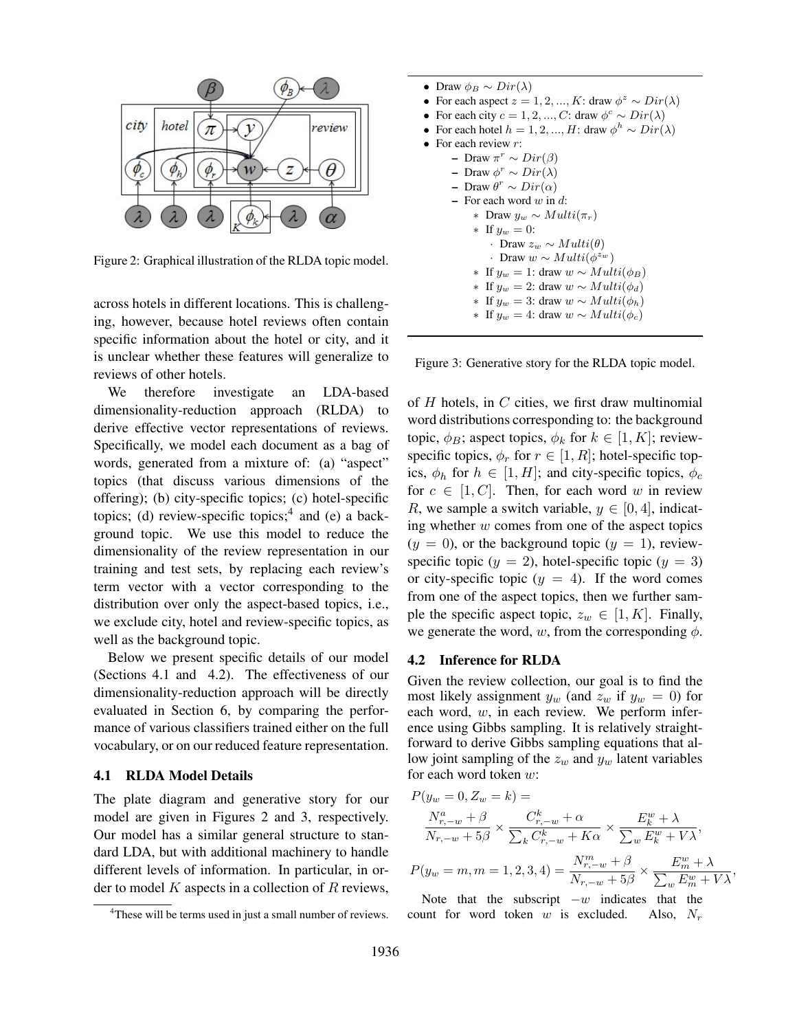Figure 2: Graphical illustration of the RLDA topic model.

across hotels in different locations. This is challenging, however, because hotel reviews often contain specific information about the hotel or city, and it is unclear whether these features will generalize to reviews of other hotels.

We therefore investigate an LDA-based dimensionality-reduction approach (RLDA) to derive effective vector representations of reviews. Specifically, we model each document as a bag of words, generated from a mixture of: (a) "aspect" topics (that discuss various dimensions of the offering); (b) city-specific topics; (c) hotel-specific topics; (d) review-specific topics;[4] and (e) a background topic. We use this model to reduce the dimensionality of the review representation in our training and test sets, by replacing each review's term vector with a vector corresponding to the distribution over only the aspect-based topics, i.e., we exclude city, hotel and review-specific topics, as well as the background topic.

Below we present specific details of our model (Sections 4.1 and 4.2). The effectiveness of our dimensionality-reduction approach will be directly evaluated in Section 6, by comparing the performance of various classifiers trained either on the full vocabulary, or on our reduced feature representation.

### 4.1 RLDA Model Details

The plate diagram and generative story for our model are given in Figures 2 and 3, respectively. Our model has a similar general structure to standard LDA, but with additional machinery to handle different levels of information. In particular, in order to model $K$ aspects in a collection of $R$ reviews,

[4] These will be terms used in just a small number of reviews.

- Draw $\phi_B \sim Dir(\lambda)$
- For each aspect $z = 1, 2, ..., K$: draw $\phi^z \sim Dir(\lambda)$
- For each city $c = 1, 2, ..., C$: draw $\phi^c \sim Dir(\lambda)$
- For each hotel $h = 1, 2, ..., H$: draw $\phi^h \sim Dir(\lambda)$
- For each review $r$:
  - Draw $\pi^r \sim Dir(\beta)$
  - Draw $\phi^r \sim Dir(\lambda)$
  - Draw $\theta^r \sim Dir(\alpha)$
  - For each word $w$ in $d$:
    - Draw $y_w \sim Multi(\pi_r)$
    - If $y_w = 0$:
      - Draw $z_w \sim Multi(\theta)$
      - Draw $w \sim Multi(\phi^{z_w})$
    - If $y_w = 1$: draw $w \sim Multi(\phi_B)$
    - If $y_w = 2$: draw $w \sim Multi(\phi_d)$
    - If $y_w = 3$: draw $w \sim Multi(\phi_h)$
    - If $y_w = 4$: draw $w \sim Multi(\phi_c)$

Figure 3: Generative story for the RLDA topic model.

of $H$ hotels, in $C$ cities, we first draw multinomial word distributions corresponding to: the background topic, $\phi_B$; aspect topics, $\phi_k$ for $k \in [1, K]$; review-specific topics, $\phi_r$ for $r \in [1, R]$; hotel-specific topics, $\phi_h$ for $h \in [1, H]$; and city-specific topics, $\phi_c$ for $c \in [1, C]$. Then, for each word $w$ in review $R$, we sample a switch variable, $y \in [0, 4]$, indicating whether $w$ comes from one of the aspect topics ($y = 0$), or the background topic ($y = 1$), review-specific topic ($y = 2$), hotel-specific topic ($y = 3$) or city-specific topic ($y = 4$). If the word comes from one of the aspect topics, then we further sample the specific aspect topic, $z_w \in [1, K]$. Finally, we generate the word, $w$, from the corresponding $\phi$.

### 4.2 Inference for RLDA

Given the review collection, our goal is to find the most likely assignment $y_w$ (and $z_w$ if $y_w = 0$) for each word, $w$, in each review. We perform inference using Gibbs sampling. It is relatively straightforward to derive Gibbs sampling equations that allow joint sampling of the $z_w$ and $y_w$ latent variables for each word token $w$:

$$P(y_w = 0, Z_w = k) = \frac{N^a_{r,-w} + \beta}{N_{r,-w} + 5\beta} \times \frac{C^k_{r,-w} + \alpha}{\sum_k C^k_{r,-w} + K\alpha} \times \frac{E^w_k + \lambda}{\sum_w E^w_k + V\lambda},$$

$$P(y_w = m, m = 1, 2, 3, 4) = \frac{N^m_{r,-w} + \beta}{N_{r,-w} + 5\beta} \times \frac{E^w_m + \lambda}{\sum_w E^w_m + V\lambda},$$

Note that the subscript $-w$ indicates that the count for word token $w$ is excluded. Also, $N_r$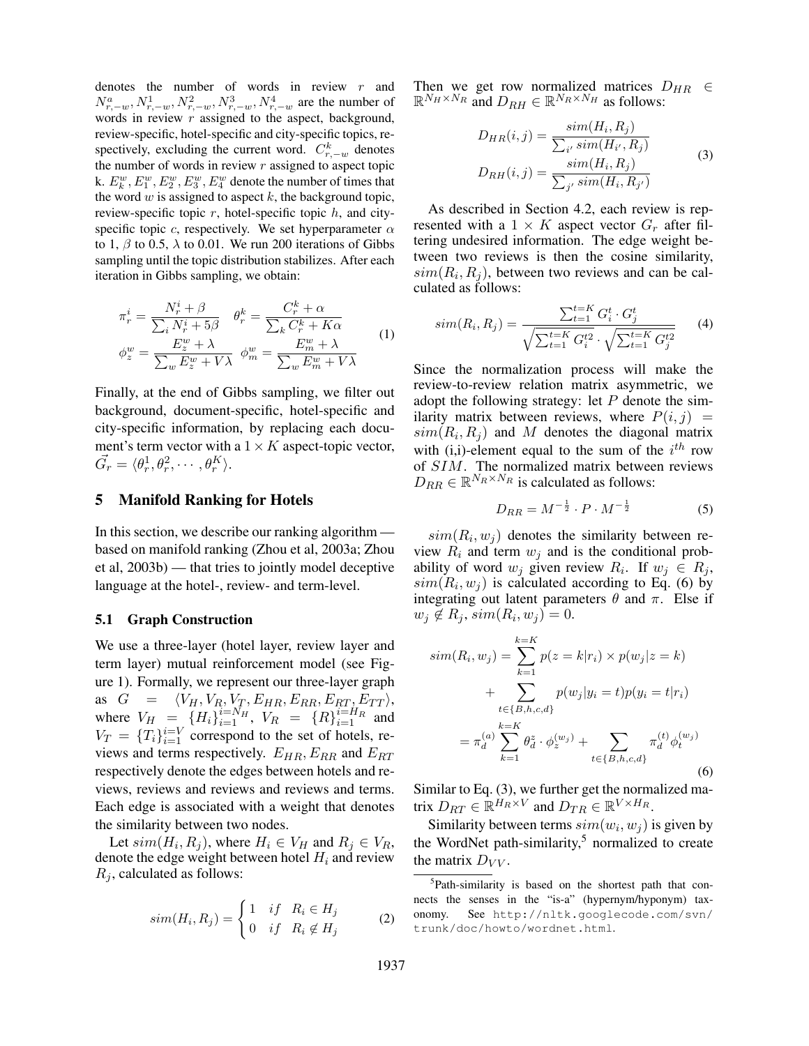denotes the number of words in review $r$ and $N^a_{r,-w}, N^1_{r,-w}, N^2_{r,-w}, N^3_{r,-w}, N^4_{r,-w}$ are the number of words in review $r$ assigned to the aspect, background, review-specific, hotel-specific and city-specific topics, respectively, excluding the current word. $C^k_{r,-w}$ denotes the number of words in review $r$ assigned to aspect topic k. $E^w_k, E^w_1, E^w_2, E^w_3, E^w_4$ denote the number of times that the word $w$ is assigned to aspect $k$, the background topic, review-specific topic $r$, hotel-specific topic $h$, and city-specific topic $c$, respectively. We set hyperparameter $\alpha$ to 1, $\beta$ to 0.5, $\lambda$ to 0.01. We run 200 iterations of Gibbs sampling until the topic distribution stabilizes. After each iteration in Gibbs sampling, we obtain:

$$\pi^i_r = \frac{N^i_r + \beta}{\sum_i N^i_r + 5\beta} \quad \theta^k_r = \frac{C^k_r + \alpha}{\sum_k C^k_r + K\alpha}$$
$$\phi^w_z = \frac{E^w_z + \lambda}{\sum_w E^w_z + V\lambda} \quad \phi^w_m = \frac{E^w_m + \lambda}{\sum_w E^w_m + V\lambda} \tag{1}$$

Finally, at the end of Gibbs sampling, we filter out background, document-specific, hotel-specific and city-specific information, by replacing each document's term vector with a $1 \times K$ aspect-topic vector, $\vec{G_r} = \langle \theta^1_r, \theta^2_r, \cdots, \theta^K_r \rangle$.

## 5 Manifold Ranking for Hotels

In this section, we describe our ranking algorithm — based on manifold ranking (Zhou et al, 2003a; Zhou et al, 2003b) — that tries to jointly model deceptive language at the hotel-, review- and term-level.

### 5.1 Graph Construction

We use a three-layer (hotel layer, review layer and term layer) mutual reinforcement model (see Figure 1). Formally, we represent our three-layer graph as $G = \langle V_H, V_R, V_T, E_{HR}, E_{RR}, E_{RT}, E_{TT} \rangle$, where $V_H = \{H_i\}^{i=N_H}_{i=1}$, $V_R = \{R\}^{i=H_R}_{i=1}$ and $V_T = \{T_i\}^{i=V}_{i=1}$ correspond to the set of hotels, reviews and terms respectively. $E_{HR}, E_{RR}$ and $E_{RT}$ respectively denote the edges between hotels and reviews, reviews and reviews and reviews and terms. Each edge is associated with a weight that denotes the similarity between two nodes.

Let $sim(H_i, R_j)$, where $H_i \in V_H$ and $R_j \in V_R$, denote the edge weight between hotel $H_i$ and review $R_j$, calculated as follows:

$$sim(H_i, R_j) = \begin{cases} 1 & if \quad R_i \in H_j \\ 0 & if \quad R_i \notin H_j \end{cases} \tag{2}$$

Then we get row normalized matrices $D_{HR} \in \mathbb{R}^{N_H \times N_R}$ and $D_{RH} \in \mathbb{R}^{N_R \times N_H}$ as follows:

$$D_{HR}(i,j) = \frac{sim(H_i, R_j)}{\sum_{i'} sim(H_{i'}, R_j)}$$
$$D_{RH}(i,j) = \frac{sim(H_i, R_j)}{\sum_{j'} sim(H_i, R_{j'})} \tag{3}$$

As described in Section 4.2, each review is represented with a $1 \times K$ aspect vector $G_r$ after filtering undesired information. The edge weight between two reviews is then the cosine similarity, $sim(R_i, R_j)$, between two reviews and can be calculated as follows:

$$sim(R_i, R_j) = \frac{\sum^{t=K}_{t=1} G^t_i \cdot G^t_j}{\sqrt{\sum^{t=K}_{t=1} G^{t2}_i} \cdot \sqrt{\sum^{t=K}_{t=1} G^{t2}_j}} \tag{4}$$

Since the normalization process will make the review-to-review relation matrix asymmetric, we adopt the following strategy: let $P$ denote the similarity matrix between reviews, where $P(i,j) = sim(R_i, R_j)$ and $M$ denotes the diagonal matrix with (i,i)-element equal to the sum of the $i^{th}$ row of $SIM$. The normalized matrix between reviews $D_{RR} \in \mathbb{R}^{N_R \times N_R}$ is calculated as follows:

$$D_{RR} = M^{-\frac{1}{2}} \cdot P \cdot M^{-\frac{1}{2}} \tag{5}$$

$sim(R_i, w_j)$ denotes the similarity between review $R_i$ and term $w_j$ and is the conditional probability of word $w_j$ given review $R_i$. If $w_j \in R_j$, $sim(R_i, w_j)$ is calculated according to Eq. (6) by integrating out latent parameters $\theta$ and $\pi$. Else if $w_j \notin R_j$, $sim(R_i, w_j) = 0$.

$$\begin{aligned} sim(R_i, w_j) &= \sum^{k=K}_{k=1} p(z=k|r_i) \times p(w_j|z=k) \\ &+ \sum_{t \in \{B,h,c,d\}} p(w_j|y_i=t) p(y_i=t|r_i) \\ &= \pi^{(a)}_d \sum^{k=K}_{k=1} \theta^z_d \cdot \phi^{(w_j)}_z + \sum_{t \in \{B,h,c,d\}} \pi^{(t)}_d \phi^{(w_j)}_t \end{aligned} \tag{6}$$

Similar to Eq. (3), we further get the normalized matrix $D_{RT} \in \mathbb{R}^{H_R \times V}$ and $D_{TR} \in \mathbb{R}^{V \times H_R}$.

Similarity between terms $sim(w_i, w_j)$ is given by the WordNet path-similarity,[5] normalized to create the matrix $D_{VV}$.

[5] Path-similarity is based on the shortest path that connects the senses in the "is-a" (hypernym/hyponym) taxonomy. See http://nltk.googlecode.com/svn/trunk/doc/howto/wordnet.html.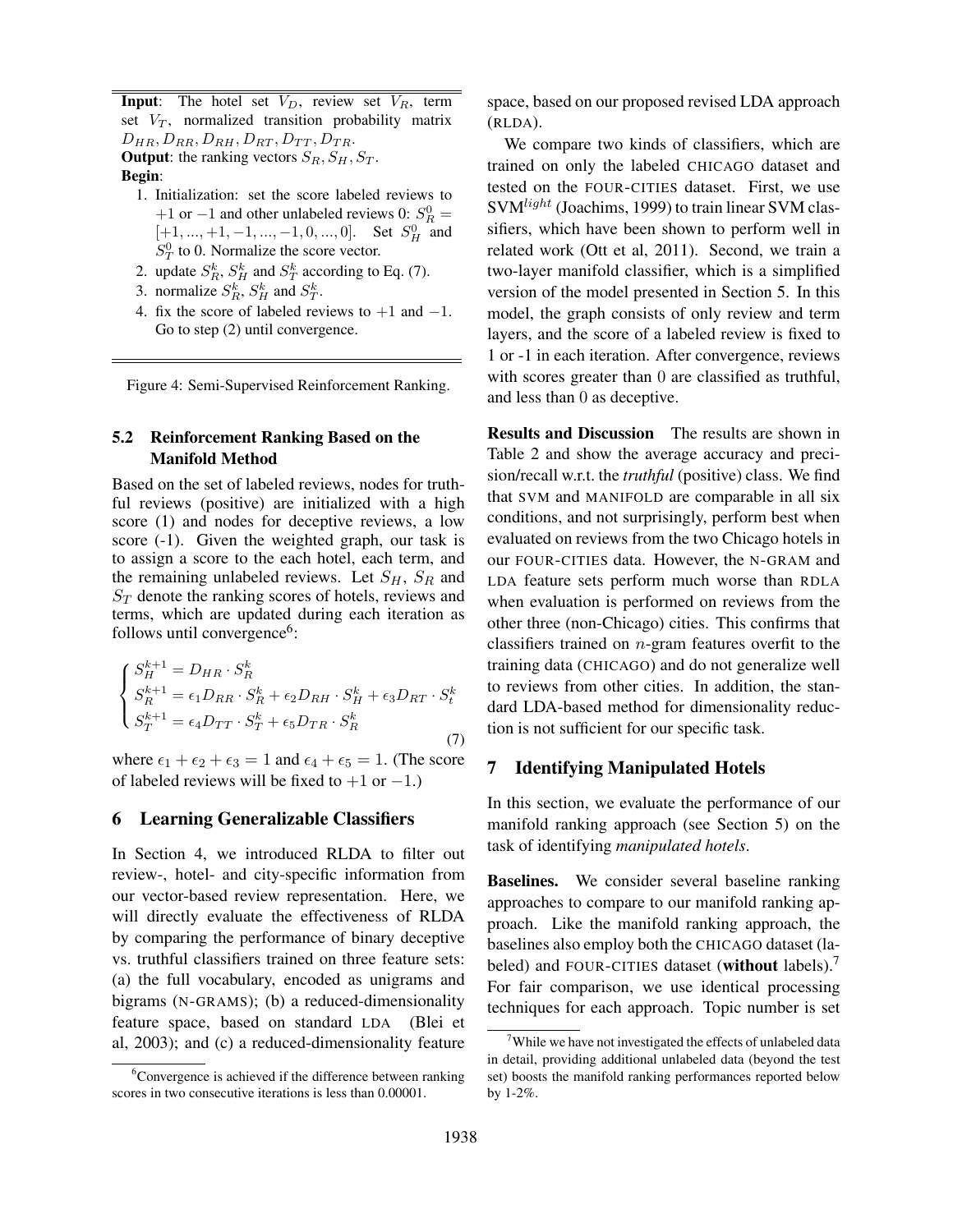**Input**: The hotel set $V_D$, review set $V_R$, term set $V_T$, normalized transition probability matrix $D_{HR}, D_{RR}, D_{RH}, D_{RT}, D_{TT}, D_{TR}$.

**Output**: the ranking vectors $S_R, S_H, S_T$.

**Begin**:

1. Initialization: set the score labeled reviews to $+1$ or $-1$ and other unlabeled reviews 0: $S_R^0 = [+1, ..., +1, -1, ..., -1, 0, ..., 0]$. Set $S_H^0$ and $S_T^0$ to 0. Normalize the score vector.
2. update $S_R^k$, $S_H^k$ and $S_T^k$ according to Eq. (7).
3. normalize $S_R^k$, $S_H^k$ and $S_T^k$.
4. fix the score of labeled reviews to $+1$ and $-1$. Go to step (2) until convergence.

Figure 4: Semi-Supervised Reinforcement Ranking.

### 5.2 Reinforcement Ranking Based on the Manifold Method

Based on the set of labeled reviews, nodes for truthful reviews (positive) are initialized with a high score (1) and nodes for deceptive reviews, a low score (-1). Given the weighted graph, our task is to assign a score to the each hotel, each term, and the remaining unlabeled reviews. Let $S_H$, $S_R$ and $S_T$ denote the ranking scores of hotels, reviews and terms, which are updated during each iteration as follows until convergence[6]:

$$\begin{cases} S_H^{k+1} = D_{HR} \cdot S_R^k \\ S_R^{k+1} = \epsilon_1 D_{RR} \cdot S_R^k + \epsilon_2 D_{RH} \cdot S_H^k + \epsilon_3 D_{RT} \cdot S_t^k \\ S_T^{k+1} = \epsilon_4 D_{TT} \cdot S_T^k + \epsilon_5 D_{TR} \cdot S_R^k \end{cases} \tag{7}$$

where $\epsilon_1 + \epsilon_2 + \epsilon_3 = 1$ and $\epsilon_4 + \epsilon_5 = 1$. (The score of labeled reviews will be fixed to $+1$ or $-1$.)

## 6 Learning Generalizable Classifiers

In Section 4, we introduced RLDA to filter out review-, hotel- and city-specific information from our vector-based review representation. Here, we will directly evaluate the effectiveness of RLDA by comparing the performance of binary deceptive vs. truthful classifiers trained on three feature sets: (a) the full vocabulary, encoded as unigrams and bigrams (N-GRAMS); (b) a reduced-dimensionality feature space, based on standard LDA (Blei et al, 2003); and (c) a reduced-dimensionality feature space, based on our proposed revised LDA approach (RLDA).

We compare two kinds of classifiers, which are trained on only the labeled CHICAGO dataset and tested on the FOUR-CITIES dataset. First, we use SVM$^{light}$ (Joachims, 1999) to train linear SVM classifiers, which have been shown to perform well in related work (Ott et al, 2011). Second, we train a two-layer manifold classifier, which is a simplified version of the model presented in Section 5. In this model, the graph consists of only review and term layers, and the score of a labeled review is fixed to 1 or -1 in each iteration. After convergence, reviews with scores greater than 0 are classified as truthful, and less than 0 as deceptive.

**Results and Discussion** The results are shown in Table 2 and show the average accuracy and precision/recall w.r.t. the *truthful* (positive) class. We find that SVM and MANIFOLD are comparable in all six conditions, and not surprisingly, perform best when evaluated on reviews from the two Chicago hotels in our FOUR-CITIES data. However, the N-GRAM and LDA feature sets perform much worse than RDLA when evaluation is performed on reviews from the other three (non-Chicago) cities. This confirms that classifiers trained on $n$-gram features overfit to the training data (CHICAGO) and do not generalize well to reviews from other cities. In addition, the standard LDA-based method for dimensionality reduction is not sufficient for our specific task.

## 7 Identifying Manipulated Hotels

In this section, we evaluate the performance of our manifold ranking approach (see Section 5) on the task of identifying *manipulated hotels*.

**Baselines.** We consider several baseline ranking approaches to compare to our manifold ranking approach. Like the manifold ranking approach, the baselines also employ both the CHICAGO dataset (labeled) and FOUR-CITIES dataset (**without** labels).[7] For fair comparison, we use identical processing techniques for each approach. Topic number is set

[6] Convergence is achieved if the difference between ranking scores in two consecutive iterations is less than 0.00001.

[7] While we have not investigated the effects of unlabeled data in detail, providing additional unlabeled data (beyond the test set) boosts the manifold ranking performances reported below by 1-2%.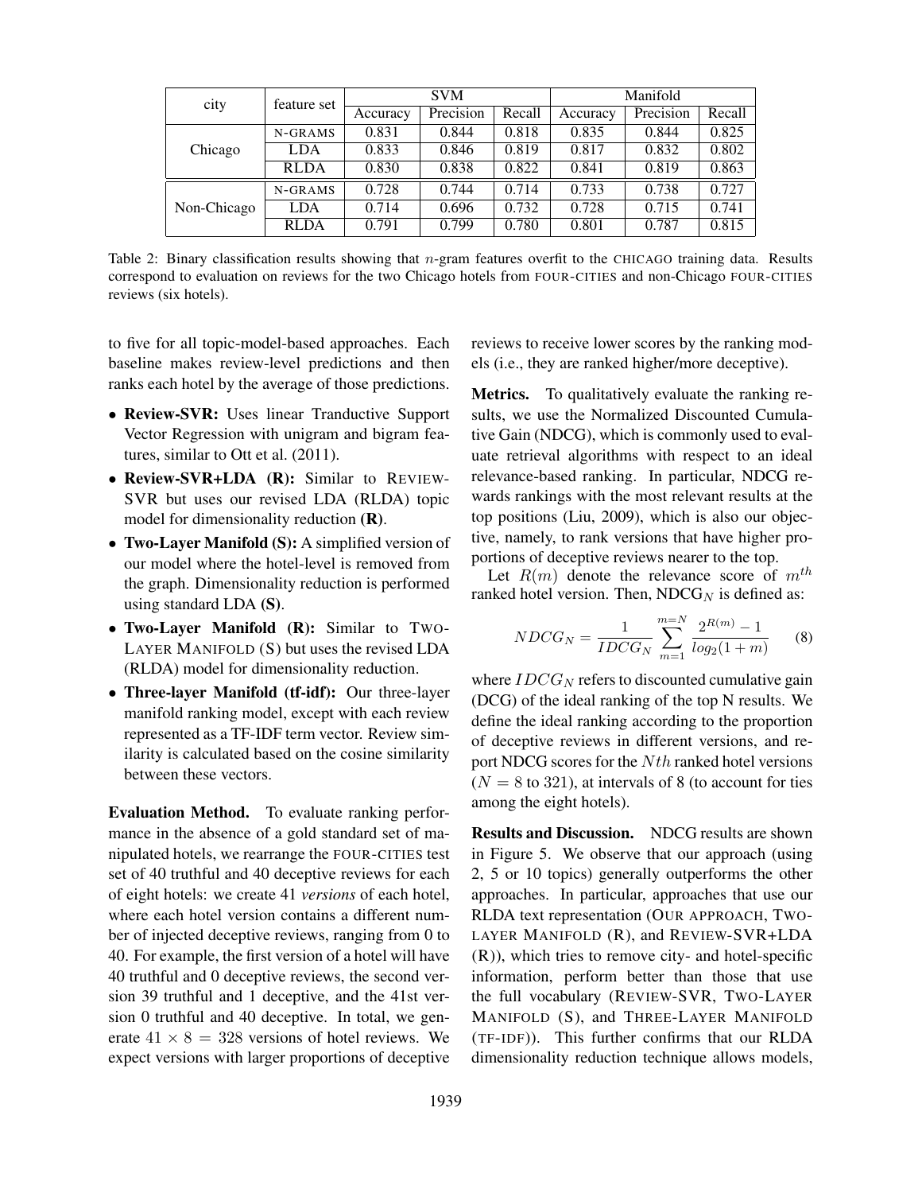| city | feature set | SVM | | | Manifold | | |
|---|---|---|---|---|---|---|---|
| | | Accuracy | Precision | Recall | Accuracy | Precision | Recall |
| Chicago | N-GRAMS | 0.831 | 0.844 | 0.818 | 0.835 | 0.844 | 0.825 |
| | LDA | 0.833 | 0.846 | 0.819 | 0.817 | 0.832 | 0.802 |
| | RLDA | 0.830 | 0.838 | 0.822 | 0.841 | 0.819 | 0.863 |
| Non-Chicago | N-GRAMS | 0.728 | 0.744 | 0.714 | 0.733 | 0.738 | 0.727 |
| | LDA | 0.714 | 0.696 | 0.732 | 0.728 | 0.715 | 0.741 |
| | RLDA | 0.791 | 0.799 | 0.780 | 0.801 | 0.787 | 0.815 |

Table 2: Binary classification results showing that $n$-gram features overfit to the CHICAGO training data. Results correspond to evaluation on reviews for the two Chicago hotels from FOUR-CITIES and non-Chicago FOUR-CITIES reviews (six hotels).

to five for all topic-model-based approaches. Each baseline makes review-level predictions and then ranks each hotel by the average of those predictions.

- **Review-SVR:** Uses linear Tranductive Support Vector Regression with unigram and bigram features, similar to Ott et al. (2011).
- **Review-SVR+LDA (R):** Similar to REVIEW-SVR but uses our revised LDA (RLDA) topic model for dimensionality reduction **(R)**.
- **Two-Layer Manifold (S):** A simplified version of our model where the hotel-level is removed from the graph. Dimensionality reduction is performed using standard LDA **(S)**.
- **Two-Layer Manifold (R):** Similar to TWO-LAYER MANIFOLD (S) but uses the revised LDA (RLDA) model for dimensionality reduction.
- **Three-layer Manifold (tf-idf):** Our three-layer manifold ranking model, except with each review represented as a TF-IDF term vector. Review similarity is calculated based on the cosine similarity between these vectors.

**Evaluation Method.** To evaluate ranking performance in the absence of a gold standard set of manipulated hotels, we rearrange the FOUR-CITIES test set of 40 truthful and 40 deceptive reviews for each of eight hotels: we create 41 *versions* of each hotel, where each hotel version contains a different number of injected deceptive reviews, ranging from 0 to 40. For example, the first version of a hotel will have 40 truthful and 0 deceptive reviews, the second version 39 truthful and 1 deceptive, and the 41st version 0 truthful and 40 deceptive. In total, we generate $41 \times 8 = 328$ versions of hotel reviews. We expect versions with larger proportions of deceptive reviews to receive lower scores by the ranking models (i.e., they are ranked higher/more deceptive).

**Metrics.** To qualitatively evaluate the ranking results, we use the Normalized Discounted Cumulative Gain (NDCG), which is commonly used to evaluate retrieval algorithms with respect to an ideal relevance-based ranking. In particular, NDCG rewards rankings with the most relevant results at the top positions (Liu, 2009), which is also our objective, namely, to rank versions that have higher proportions of deceptive reviews nearer to the top.

Let $R(m)$ denote the relevance score of $m^{th}$ ranked hotel version. Then, $\text{NDCG}_N$ is defined as:

$$NDCG_N = \frac{1}{IDCG_N} \sum_{m=1}^{m=N} \frac{2^{R(m)} - 1}{log_2(1+m)} \quad (8)$$

where $IDCG_N$ refers to discounted cumulative gain (DCG) of the ideal ranking of the top N results. We define the ideal ranking according to the proportion of deceptive reviews in different versions, and report NDCG scores for the $Nth$ ranked hotel versions ($N = 8$ to 321), at intervals of 8 (to account for ties among the eight hotels).

**Results and Discussion.** NDCG results are shown in Figure 5. We observe that our approach (using 2, 5 or 10 topics) generally outperforms the other approaches. In particular, approaches that use our RLDA text representation (OUR APPROACH, TWO-LAYER MANIFOLD (R), and REVIEW-SVR+LDA (R)), which tries to remove city- and hotel-specific information, perform better than those that use the full vocabulary (REVIEW-SVR, TWO-LAYER MANIFOLD (S), and THREE-LAYER MANIFOLD (TF-IDF)). This further confirms that our RLDA dimensionality reduction technique allows models,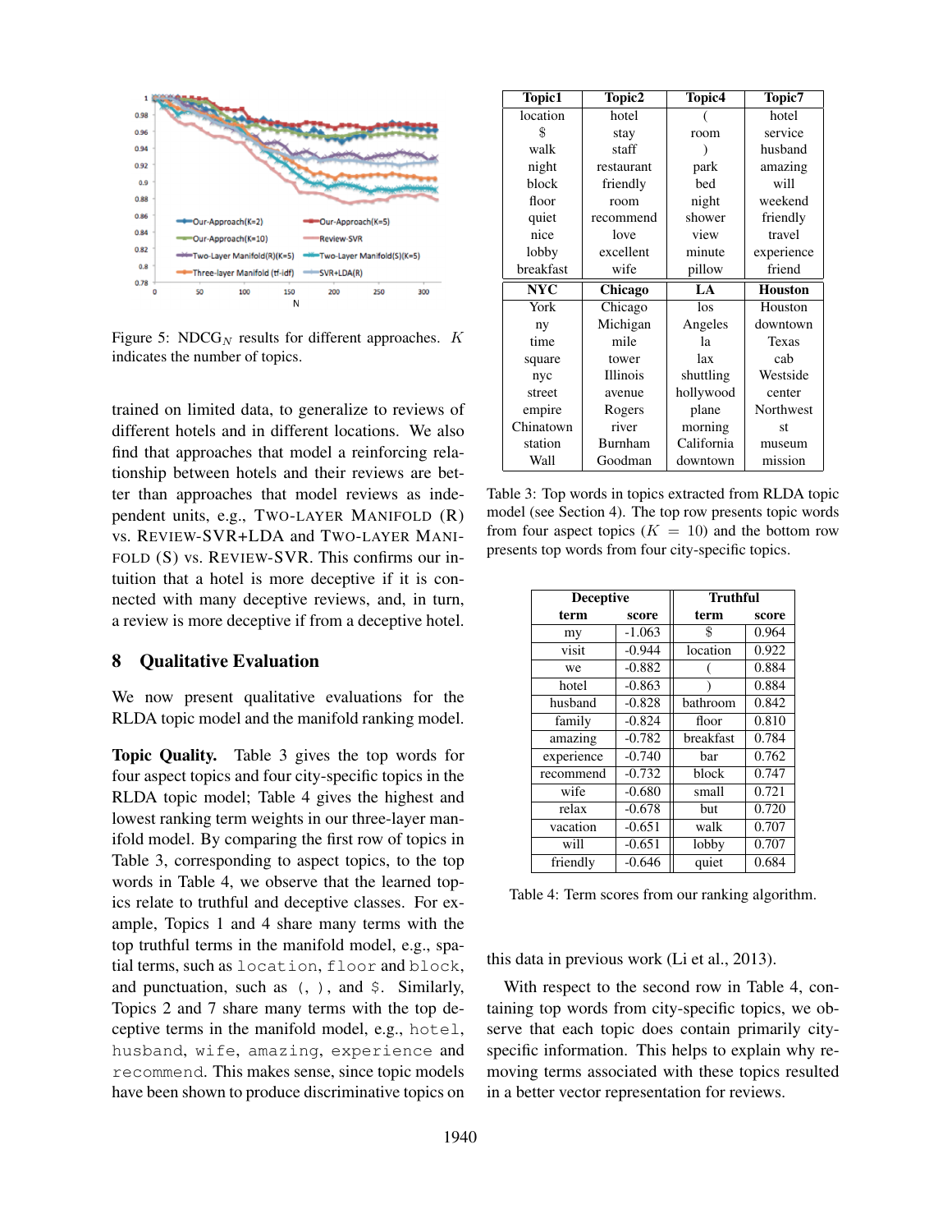Figure 5: NDCG$_N$ results for different approaches. $K$ indicates the number of topics.

trained on limited data, to generalize to reviews of different hotels and in different locations. We also find that approaches that model a reinforcing relationship between hotels and their reviews are better than approaches that model reviews as independent units, e.g., TWO-LAYER MANIFOLD (R) vs. REVIEW-SVR+LDA and TWO-LAYER MANIFOLD (S) vs. REVIEW-SVR. This confirms our intuition that a hotel is more deceptive if it is connected with many deceptive reviews, and, in turn, a review is more deceptive if from a deceptive hotel.

## 8 Qualitative Evaluation

We now present qualitative evaluations for the RLDA topic model and the manifold ranking model.

**Topic Quality.** Table 3 gives the top words for four aspect topics and four city-specific topics in the RLDA topic model; Table 4 gives the highest and lowest ranking term weights in our three-layer manifold model. By comparing the first row of topics in Table 3, corresponding to aspect topics, to the top words in Table 4, we observe that the learned topics relate to truthful and deceptive classes. For example, Topics 1 and 4 share many terms with the top truthful terms in the manifold model, e.g., spatial terms, such as `location`, `floor` and `block`, and punctuation, such as `(`, `)`, and `$`. Similarly, Topics 2 and 7 share many terms with the top deceptive terms in the manifold model, e.g., `hotel`, `husband`, `wife`, `amazing`, `experience` and `recommend`. This makes sense, since topic models have been shown to produce discriminative topics on this data in previous work (Li et al., 2013).

With respect to the second row in Table 4, containing top words from city-specific topics, we observe that each topic does contain primarily city-specific information. This helps to explain why removing terms associated with these topics resulted in a better vector representation for reviews.

| Topic1 | Topic2 | Topic4 | Topic7 |
|---|---|---|---|
| location | hotel | ( | hotel |
| $ | stay | room | service |
| walk | staff | ) | husband |
| night | restaurant | park | amazing |
| block | friendly | bed | will |
| floor | room | night | weekend |
| quiet | recommend | shower | friendly |
| nice | love | view | travel |
| lobby | excellent | minute | experience |
| breakfast | wife | pillow | friend |
| **NYC** | **Chicago** | **LA** | **Houston** |
| York | Chicago | los | Houston |
| ny | Michigan | Angeles | downtown |
| time | mile | la | Texas |
| square | tower | lax | cab |
| nyc | Illinois | shuttling | Westside |
| street | avenue | hollywood | center |
| empire | Rogers | plane | Northwest |
| Chinatown | river | morning | st |
| station | Burnham | California | museum |
| Wall | Goodman | downtown | mission |

Table 3: Top words in topics extracted from RLDA topic model (see Section 4). The top row presents topic words from four aspect topics ($K = 10$) and the bottom row presents top words from four city-specific topics.

| Deceptive | | Truthful | |
|---|---|---|---|
| term | score | term | score |
| my | -1.063 | $ | 0.964 |
| visit | -0.944 | location | 0.922 |
| we | -0.882 | ( | 0.884 |
| hotel | -0.863 | ) | 0.884 |
| husband | -0.828 | bathroom | 0.842 |
| family | -0.824 | floor | 0.810 |
| amazing | -0.782 | breakfast | 0.784 |
| experience | -0.740 | bar | 0.762 |
| recommend | -0.732 | block | 0.747 |
| wife | -0.680 | small | 0.721 |
| relax | -0.678 | but | 0.720 |
| vacation | -0.651 | walk | 0.707 |
| will | -0.651 | lobby | 0.707 |
| friendly | -0.646 | quiet | 0.684 |

Table 4: Term scores from our ranking algorithm.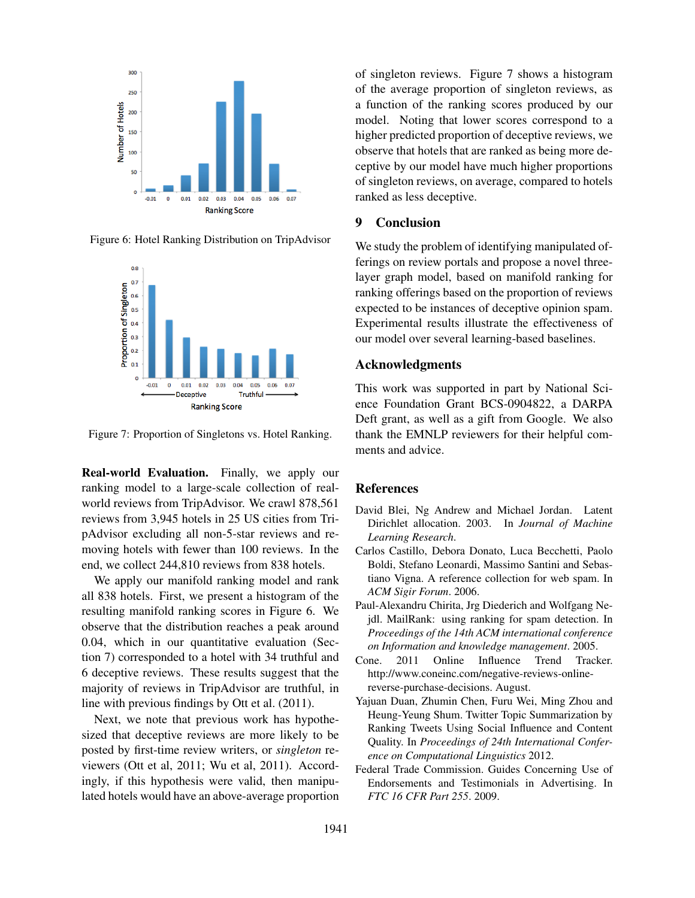Figure 6: Hotel Ranking Distribution on TripAdvisor

Figure 7: Proportion of Singletons vs. Hotel Ranking.

**Real-world Evaluation.** Finally, we apply our ranking model to a large-scale collection of real-world reviews from TripAdvisor. We crawl 878,561 reviews from 3,945 hotels in 25 US cities from TripAdvisor excluding all non-5-star reviews and removing hotels with fewer than 100 reviews. In the end, we collect 244,810 reviews from 838 hotels.

We apply our manifold ranking model and rank all 838 hotels. First, we present a histogram of the resulting manifold ranking scores in Figure 6. We observe that the distribution reaches a peak around 0.04, which in our quantitative evaluation (Section 7) corresponded to a hotel with 34 truthful and 6 deceptive reviews. These results suggest that the majority of reviews in TripAdvisor are truthful, in line with previous findings by Ott et al. (2011).

Next, we note that previous work has hypothesized that deceptive reviews are more likely to be posted by first-time review writers, or *singleton* reviewers (Ott et al, 2011; Wu et al, 2011). Accordingly, if this hypothesis were valid, then manipulated hotels would have an above-average proportion of singleton reviews. Figure 7 shows a histogram of the average proportion of singleton reviews, as a function of the ranking scores produced by our model. Noting that lower scores correspond to a higher predicted proportion of deceptive reviews, we observe that hotels that are ranked as being more deceptive by our model have much higher proportions of singleton reviews, on average, compared to hotels ranked as less deceptive.

## 9 Conclusion

We study the problem of identifying manipulated offerings on review portals and propose a novel three-layer graph model, based on manifold ranking for ranking offerings based on the proportion of reviews expected to be instances of deceptive opinion spam. Experimental results illustrate the effectiveness of our model over several learning-based baselines.

## Acknowledgments

This work was supported in part by National Science Foundation Grant BCS-0904822, a DARPA Deft grant, as well as a gift from Google. We also thank the EMNLP reviewers for their helpful comments and advice.

## References

David Blei, Ng Andrew and Michael Jordan. Latent Dirichlet allocation. 2003. In *Journal of Machine Learning Research*.

Carlos Castillo, Debora Donato, Luca Becchetti, Paolo Boldi, Stefano Leonardi, Massimo Santini and Sebastiano Vigna. A reference collection for web spam. In *ACM Sigir Forum*. 2006.

Paul-Alexandru Chirita, Jrg Diederich and Wolfgang Nejdl. MailRank: using ranking for spam detection. In *Proceedings of the 14th ACM international conference on Information and knowledge management*. 2005.

Cone. 2011 Online Influence Trend Tracker. http://www.coneinc.com/negative-reviews-online-reverse-purchase-decisions. August.

Yajuan Duan, Zhumin Chen, Furu Wei, Ming Zhou and Heung-Yeung Shum. Twitter Topic Summarization by Ranking Tweets Using Social Influence and Content Quality. In *Proceedings of 24th International Conference on Computational Linguistics* 2012.

Federal Trade Commission. Guides Concerning Use of Endorsements and Testimonials in Advertising. In *FTC 16 CFR Part 255*. 2009.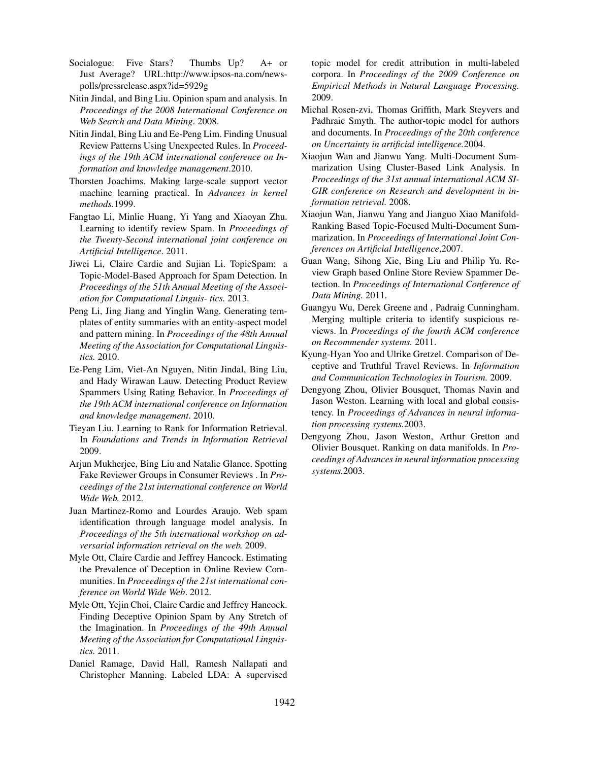Socialogue: Five Stars? Thumbs Up? A+ or Just Average? URL:http://www.ipsos-na.com/news-polls/pressrelease.aspx?id=5929g

Nitin Jindal, and Bing Liu. Opinion spam and analysis. In *Proceedings of the 2008 International Conference on Web Search and Data Mining*. 2008.

Nitin Jindal, Bing Liu and Ee-Peng Lim. Finding Unusual Review Patterns Using Unexpected Rules. In *Proceedings of the 19th ACM international conference on Information and knowledge management*.2010.

Thorsten Joachims. Making large-scale support vector machine learning practical. In *Advances in kernel methods.*1999.

Fangtao Li, Minlie Huang, Yi Yang and Xiaoyan Zhu. Learning to identify review Spam. In *Proceedings of the Twenty-Second international joint conference on Artificial Intelligence*. 2011.

Jiwei Li, Claire Cardie and Sujian Li. TopicSpam: a Topic-Model-Based Approach for Spam Detection. In *Proceedings of the 51th Annual Meeting of the Association for Computational Linguis- tics.* 2013.

Peng Li, Jing Jiang and Yinglin Wang. Generating templates of entity summaries with an entity-aspect model and pattern mining. In *Proceedings of the 48th Annual Meeting of the Association for Computational Linguistics.* 2010.

Ee-Peng Lim, Viet-An Nguyen, Nitin Jindal, Bing Liu, and Hady Wirawan Lauw. Detecting Product Review Spammers Using Rating Behavior. In *Proceedings of the 19th ACM international conference on Information and knowledge management*. 2010.

Tieyan Liu. Learning to Rank for Information Retrieval. In *Foundations and Trends in Information Retrieval* 2009.

Arjun Mukherjee, Bing Liu and Natalie Glance. Spotting Fake Reviewer Groups in Consumer Reviews . In *Proceedings of the 21st international conference on World Wide Web.* 2012.

Juan Martinez-Romo and Lourdes Araujo. Web spam identification through language model analysis. In *Proceedings of the 5th international workshop on adversarial information retrieval on the web.* 2009.

Myle Ott, Claire Cardie and Jeffrey Hancock. Estimating the Prevalence of Deception in Online Review Communities. In *Proceedings of the 21st international conference on World Wide Web*. 2012.

Myle Ott, Yejin Choi, Claire Cardie and Jeffrey Hancock. Finding Deceptive Opinion Spam by Any Stretch of the Imagination. In *Proceedings of the 49th Annual Meeting of the Association for Computational Linguistics.* 2011.

Daniel Ramage, David Hall, Ramesh Nallapati and Christopher Manning. Labeled LDA: A supervised topic model for credit attribution in multi-labeled corpora. In *Proceedings of the 2009 Conference on Empirical Methods in Natural Language Processing.* 2009.

Michal Rosen-zvi, Thomas Griffith, Mark Steyvers and Padhraic Smyth. The author-topic model for authors and documents. In *Proceedings of the 20th conference on Uncertainty in artificial intelligence.*2004.

Xiaojun Wan and Jianwu Yang. Multi-Document Summarization Using Cluster-Based Link Analysis. In *Proceedings of the 31st annual international ACM SIGIR conference on Research and development in information retrieval.* 2008.

Xiaojun Wan, Jianwu Yang and Jianguo Xiao Manifold-Ranking Based Topic-Focused Multi-Document Summarization. In *Proceedings of International Joint Conferences on Artificial Intelligence*,2007.

Guan Wang, Sihong Xie, Bing Liu and Philip Yu. Review Graph based Online Store Review Spammer Detection. In *Proceedings of International Conference of Data Mining.* 2011.

Guangyu Wu, Derek Greene and , Padraig Cunningham. Merging multiple criteria to identify suspicious reviews. In *Proceedings of the fourth ACM conference on Recommender systems.* 2011.

Kyung-Hyan Yoo and Ulrike Gretzel. Comparison of Deceptive and Truthful Travel Reviews. In *Information and Communication Technologies in Tourism.* 2009.

Dengyong Zhou, Olivier Bousquet, Thomas Navin and Jason Weston. Learning with local and global consistency. In *Proceedings of Advances in neural information processing systems.*2003.

Dengyong Zhou, Jason Weston, Arthur Gretton and Olivier Bousquet. Ranking on data manifolds. In *Proceedings of Advances in neural information processing systems.*2003.